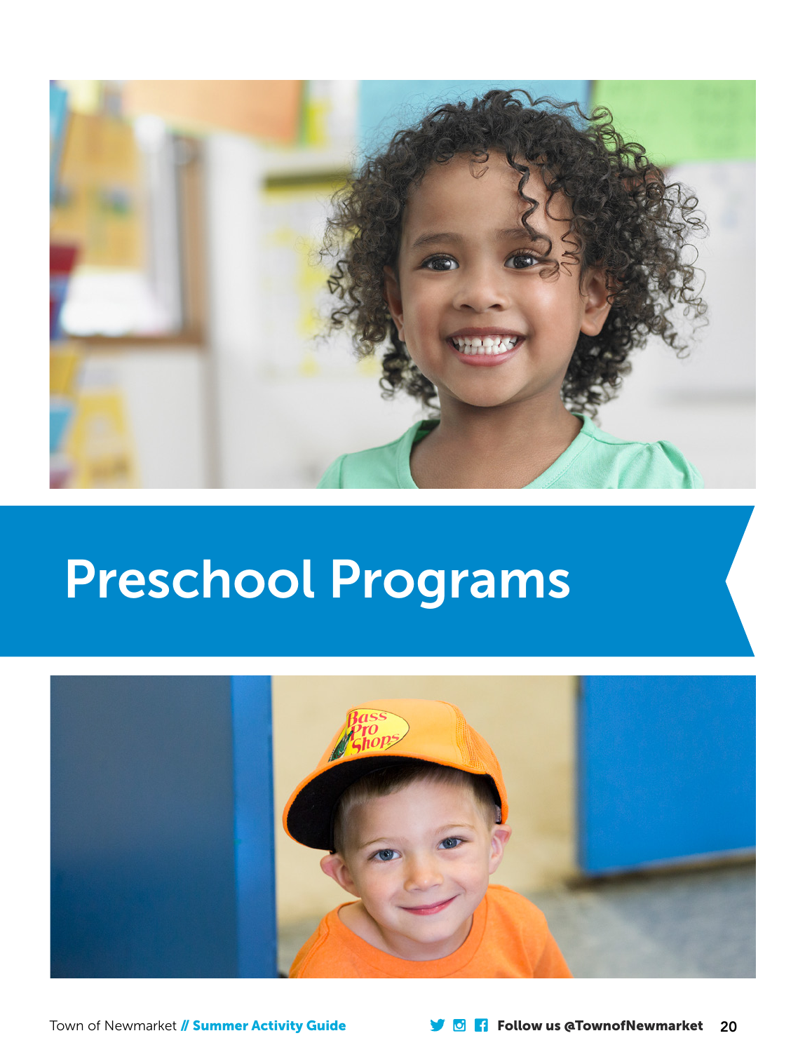# Preschool Programs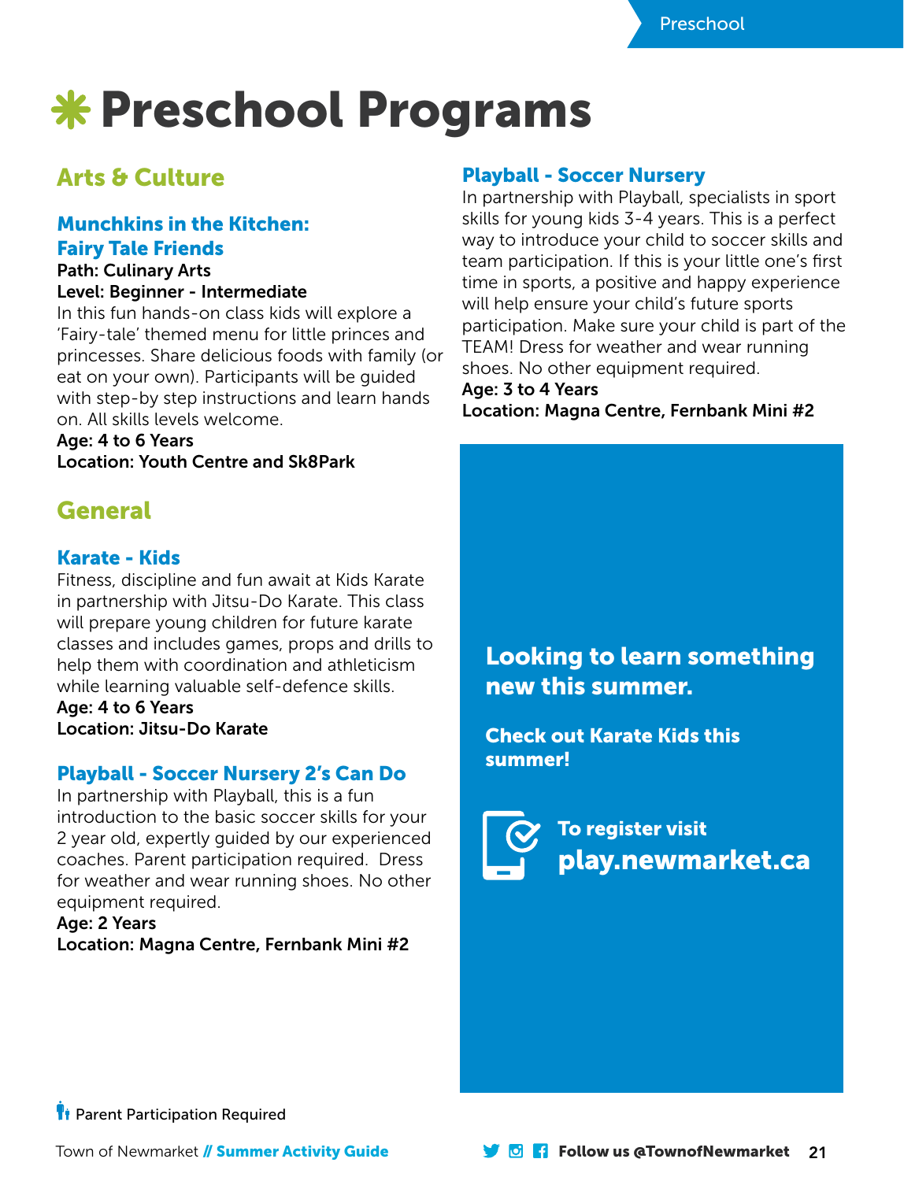# Preschool Programs

## Arts & Culture

### Munchkins in the Kitchen: Fairy Tale Friends

**Path: Culinary Arts**
**Level: Beginner - Intermediate**
In this fun hands-on class kids will explore a 'Fairy-tale' themed menu for little princes and princesses. Share delicious foods with family (or eat on your own). Participants will be guided with step-by step instructions and learn hands on. All skills levels welcome.
**Age: 4 to 6 Years**
**Location: Youth Centre and Sk8Park**

## General

### Karate - Kids

Fitness, discipline and fun await at Kids Karate in partnership with Jitsu-Do Karate. This class will prepare young children for future karate classes and includes games, props and drills to help them with coordination and athleticism while learning valuable self-defence skills.
**Age: 4 to 6 Years**
**Location: Jitsu-Do Karate**

### Playball - Soccer Nursery 2's Can Do

In partnership with Playball, this is a fun introduction to the basic soccer skills for your 2 year old, expertly guided by our experienced coaches. Parent participation required. Dress for weather and wear running shoes. No other equipment required.
**Age: 2 Years**
**Location: Magna Centre, Fernbank Mini #2**

### Playball - Soccer Nursery

In partnership with Playball, specialists in sport skills for young kids 3-4 years. This is a perfect way to introduce your child to soccer skills and team participation. If this is your little one's first time in sports, a positive and happy experience will help ensure your child's future sports participation. Make sure your child is part of the TEAM! Dress for weather and wear running shoes. No other equipment required.
**Age: 3 to 4 Years**
**Location: Magna Centre, Fernbank Mini #2**

**Looking to learn something new this summer.**

**Check out Karate Kids this summer!**

**To register visit**
**play.newmarket.ca**

Parent Participation Required